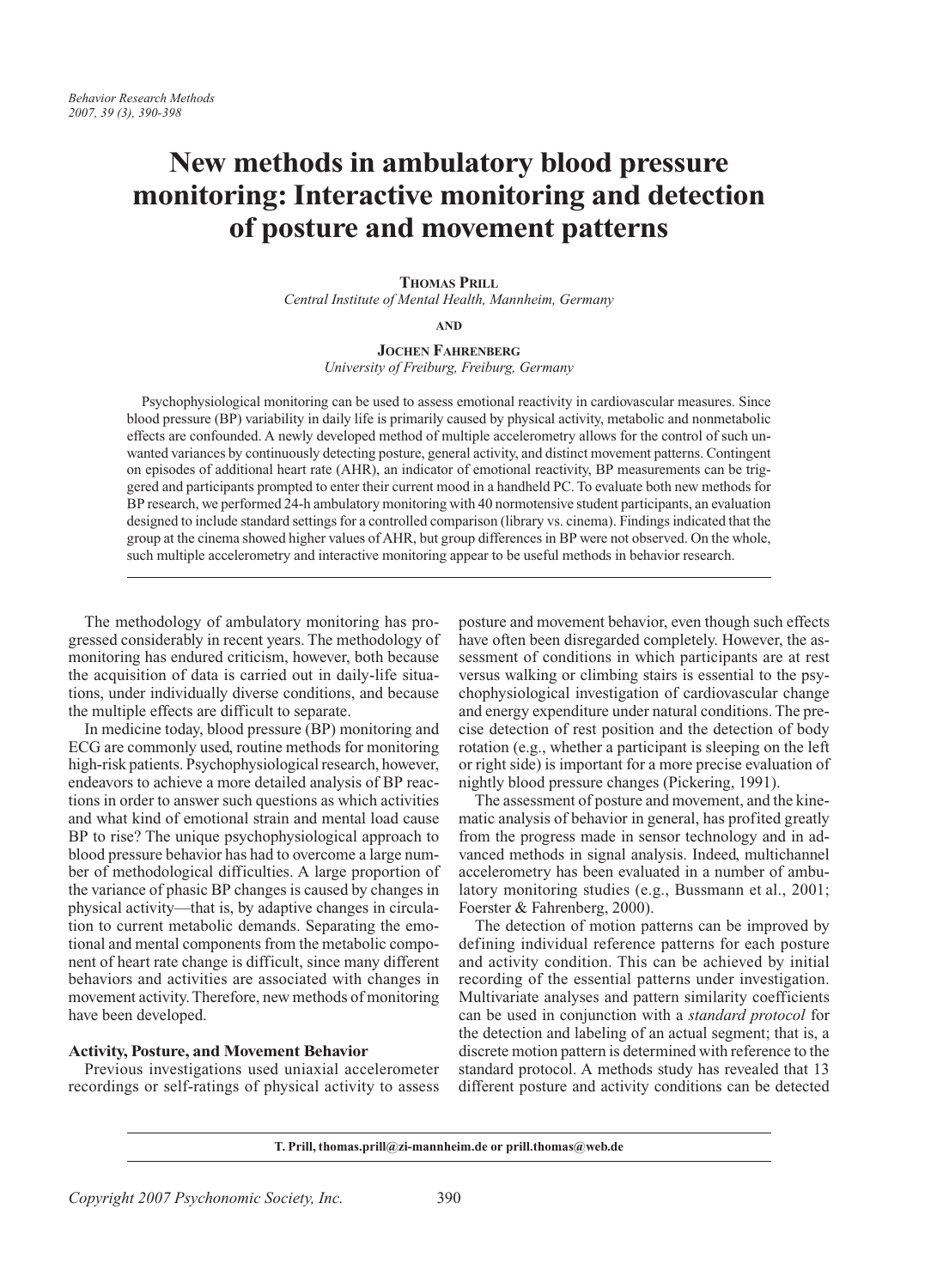# New methods in ambulatory blood pressure monitoring: Interactive monitoring and detection of posture and movement patterns

**Thomas Prill**
*Central Institute of Mental Health, Mannheim, Germany*

**and**

**Jochen Fahrenberg**
*University of Freiburg, Freiburg, Germany*

Psychophysiological monitoring can be used to assess emotional reactivity in cardiovascular measures. Since blood pressure (BP) variability in daily life is primarily caused by physical activity, metabolic and nonmetabolic effects are confounded. A newly developed method of multiple accelerometry allows for the control of such unwanted variances by continuously detecting posture, general activity, and distinct movement patterns. Contingent on episodes of additional heart rate (AHR), an indicator of emotional reactivity, BP measurements can be triggered and participants prompted to enter their current mood in a handheld PC. To evaluate both new methods for BP research, we performed 24-h ambulatory monitoring with 40 normotensive student participants, an evaluation designed to include standard settings for a controlled comparison (library vs. cinema). Findings indicated that the group at the cinema showed higher values of AHR, but group differences in BP were not observed. On the whole, such multiple accelerometry and interactive monitoring appear to be useful methods in behavior research.

The methodology of ambulatory monitoring has progressed considerably in recent years. The methodology of monitoring has endured criticism, however, both because the acquisition of data is carried out in daily-life situations, under individually diverse conditions, and because the multiple effects are difficult to separate.

In medicine today, blood pressure (BP) monitoring and ECG are commonly used, routine methods for monitoring high-risk patients. Psychophysiological research, however, endeavors to achieve a more detailed analysis of BP reactions in order to answer such questions as which activities and what kind of emotional strain and mental load cause BP to rise? The unique psychophysiological approach to blood pressure behavior has had to overcome a large number of methodological difficulties. A large proportion of the variance of phasic BP changes is caused by changes in physical activity—that is, by adaptive changes in circulation to current metabolic demands. Separating the emotional and mental components from the metabolic component of heart rate change is difficult, since many different behaviors and activities are associated with changes in movement activity. Therefore, new methods of monitoring have been developed.

## Activity, Posture, and Movement Behavior

Previous investigations used uniaxial accelerometer recordings or self-ratings of physical activity to assess posture and movement behavior, even though such effects have often been disregarded completely. However, the assessment of conditions in which participants are at rest versus walking or climbing stairs is essential to the psychophysiological investigation of cardiovascular change and energy expenditure under natural conditions. The precise detection of rest position and the detection of body rotation (e.g., whether a participant is sleeping on the left or right side) is important for a more precise evaluation of nightly blood pressure changes (Pickering, 1991).

The assessment of posture and movement, and the kinematic analysis of behavior in general, has profited greatly from the progress made in sensor technology and in advanced methods in signal analysis. Indeed, multichannel accelerometry has been evaluated in a number of ambulatory monitoring studies (e.g., Bussmann et al., 2001; Foerster & Fahrenberg, 2000).

The detection of motion patterns can be improved by defining individual reference patterns for each posture and activity condition. This can be achieved by initial recording of the essential patterns under investigation. Multivariate analyses and pattern similarity coefficients can be used in conjunction with a *standard protocol* for the detection and labeling of an actual segment; that is, a discrete motion pattern is determined with reference to the standard protocol. A methods study has revealed that 13 different posture and activity conditions can be detected

**T. Prill, thomas.prill@zi-mannheim.de or prill.thomas@web.de**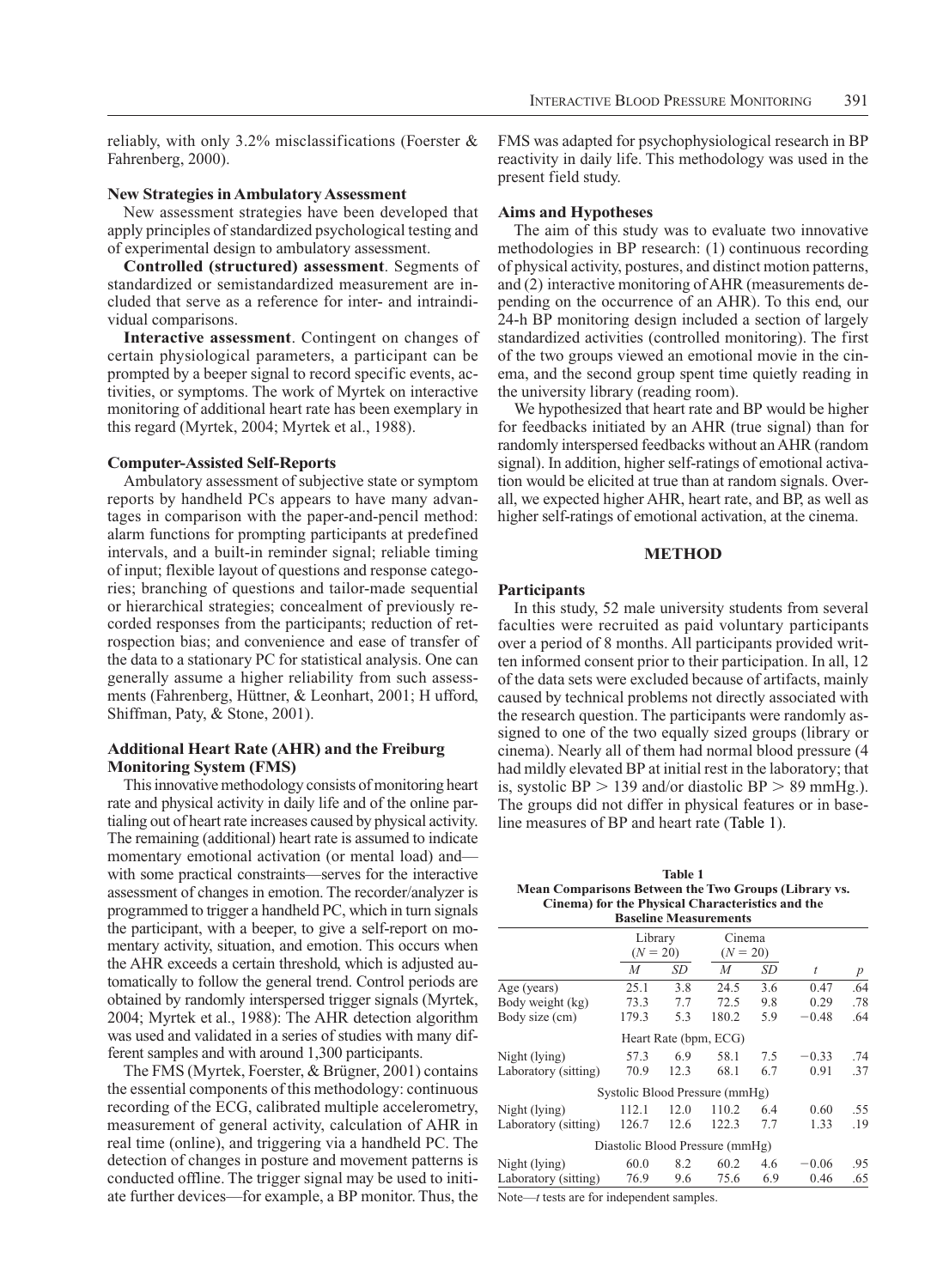reliably, with only 3.2% misclassifications (Foerster & Fahrenberg, 2000).

### New Strategies in Ambulatory Assessment

New assessment strategies have been developed that apply principles of standardized psychological testing and of experimental design to ambulatory assessment.

**Controlled (structured) assessment**. Segments of standardized or semistandardized measurement are included that serve as a reference for inter- and intraindividual comparisons.

**Interactive assessment**. Contingent on changes of certain physiological parameters, a participant can be prompted by a beeper signal to record specific events, activities, or symptoms. The work of Myrtek on interactive monitoring of additional heart rate has been exemplary in this regard (Myrtek, 2004; Myrtek et al., 1988).

### Computer-Assisted Self-Reports

Ambulatory assessment of subjective state or symptom reports by handheld PCs appears to have many advantages in comparison with the paper-and-pencil method: alarm functions for prompting participants at predefined intervals, and a built-in reminder signal; reliable timing of input; flexible layout of questions and response categories; branching of questions and tailor-made sequential or hierarchical strategies; concealment of previously recorded responses from the participants; reduction of retrospection bias; and convenience and ease of transfer of the data to a stationary PC for statistical analysis. One can generally assume a higher reliability from such assessments (Fahrenberg, Hüttner, & Leonhart, 2001; H ufford, Shiffman, Paty, & Stone, 2001).

### Additional Heart Rate (AHR) and the Freiburg Monitoring System (FMS)

This innovative methodology consists of monitoring heart rate and physical activity in daily life and of the online partialing out of heart rate increases caused by physical activity. The remaining (additional) heart rate is assumed to indicate momentary emotional activation (or mental load) and—with some practical constraints—serves for the interactive assessment of changes in emotion. The recorder/analyzer is programmed to trigger a handheld PC, which in turn signals the participant, with a beeper, to give a self-report on momentary activity, situation, and emotion. This occurs when the AHR exceeds a certain threshold, which is adjusted automatically to follow the general trend. Control periods are obtained by randomly interspersed trigger signals (Myrtek, 2004; Myrtek et al., 1988): The AHR detection algorithm was used and validated in a series of studies with many different samples and with around 1,300 participants.

The FMS (Myrtek, Foerster, & Brügner, 2001) contains the essential components of this methodology: continuous recording of the ECG, calibrated multiple accelerometry, measurement of general activity, calculation of AHR in real time (online), and triggering via a handheld PC. The detection of changes in posture and movement patterns is conducted offline. The trigger signal may be used to initiate further devices—for example, a BP monitor. Thus, the FMS was adapted for psychophysiological research in BP reactivity in daily life. This methodology was used in the present field study.

### Aims and Hypotheses

The aim of this study was to evaluate two innovative methodologies in BP research: (1) continuous recording of physical activity, postures, and distinct motion patterns, and (2) interactive monitoring of AHR (measurements depending on the occurrence of an AHR). To this end, our 24-h BP monitoring design included a section of largely standardized activities (controlled monitoring). The first of the two groups viewed an emotional movie in the cinema, and the second group spent time quietly reading in the university library (reading room).

We hypothesized that heart rate and BP would be higher for feedbacks initiated by an AHR (true signal) than for randomly interspersed feedbacks without an AHR (random signal). In addition, higher self-ratings of emotional activation would be elicited at true than at random signals. Overall, we expected higher AHR, heart rate, and BP, as well as higher self-ratings of emotional activation, at the cinema.

## METHOD

### Participants

In this study, 52 male university students from several faculties were recruited as paid voluntary participants over a period of 8 months. All participants provided written informed consent prior to their participation. In all, 12 of the data sets were excluded because of artifacts, mainly caused by technical problems not directly associated with the research question. The participants were randomly assigned to one of the two equally sized groups (library or cinema). Nearly all of them had normal blood pressure (4 had mildly elevated BP at initial rest in the laboratory; that is, systolic BP > 139 and/or diastolic BP > 89 mmHg.). The groups did not differ in physical features or in baseline measures of BP and heart rate (Table 1).

**Table 1**
**Mean Comparisons Between the Two Groups (Library vs. Cinema) for the Physical Characteristics and the Baseline Measurements**

| | Library ($N = 20$) | | Cinema ($N = 20$) | | | |
|---|---|---|---|---|---|---|
| | *M* | *SD* | *M* | *SD* | *t* | *p* |
| Age (years) | 25.1 | 3.8 | 24.5 | 3.6 | 0.47 | .64 |
| Body weight (kg) | 73.3 | 7.7 | 72.5 | 9.8 | 0.29 | .78 |
| Body size (cm) | 179.3 | 5.3 | 180.2 | 5.9 | −0.48 | .64 |
| Heart Rate (bpm, ECG) | | | | | | |
| Night (lying) | 57.3 | 6.9 | 58.1 | 7.5 | −0.33 | .74 |
| Laboratory (sitting) | 70.9 | 12.3 | 68.1 | 6.7 | 0.91 | .37 |
| Systolic Blood Pressure (mmHg) | | | | | | |
| Night (lying) | 112.1 | 12.0 | 110.2 | 6.4 | 0.60 | .55 |
| Laboratory (sitting) | 126.7 | 12.6 | 122.3 | 7.7 | 1.33 | .19 |
| Diastolic Blood Pressure (mmHg) | | | | | | |
| Night (lying) | 60.0 | 8.2 | 60.2 | 4.6 | −0.06 | .95 |
| Laboratory (sitting) | 76.9 | 9.6 | 75.6 | 6.9 | 0.46 | .65 |

Note—*t* tests are for independent samples.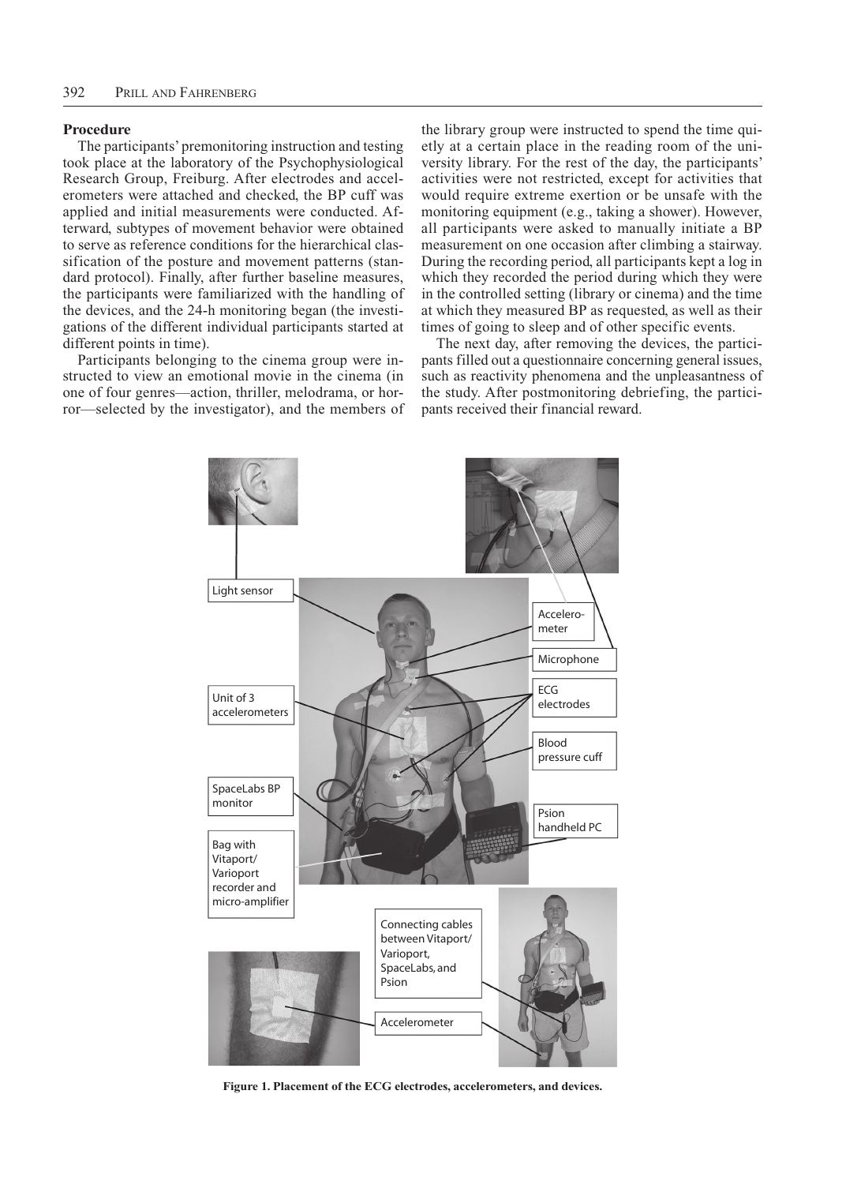## Procedure

The participants' premonitoring instruction and testing took place at the laboratory of the Psychophysiological Research Group, Freiburg. After electrodes and accelerometers were attached and checked, the BP cuff was applied and initial measurements were conducted. Afterward, subtypes of movement behavior were obtained to serve as reference conditions for the hierarchical classification of the posture and movement patterns (standard protocol). Finally, after further baseline measures, the participants were familiarized with the handling of the devices, and the 24-h monitoring began (the investigations of the different individual participants started at different points in time).

Participants belonging to the cinema group were instructed to view an emotional movie in the cinema (in one of four genres—action, thriller, melodrama, or horror—selected by the investigator), and the members of the library group were instructed to spend the time quietly at a certain place in the reading room of the university library. For the rest of the day, the participants' activities were not restricted, except for activities that would require extreme exertion or be unsafe with the monitoring equipment (e.g., taking a shower). However, all participants were asked to manually initiate a BP measurement on one occasion after climbing a stairway. During the recording period, all participants kept a log in which they recorded the period during which they were in the controlled setting (library or cinema) and the time at which they measured BP as requested, as well as their times of going to sleep and of other specific events.

The next day, after removing the devices, the participants filled out a questionnaire concerning general issues, such as reactivity phenomena and the unpleasantness of the study. After postmonitoring debriefing, the participants received their financial reward.

**Figure 1. Placement of the ECG electrodes, accelerometers, and devices.**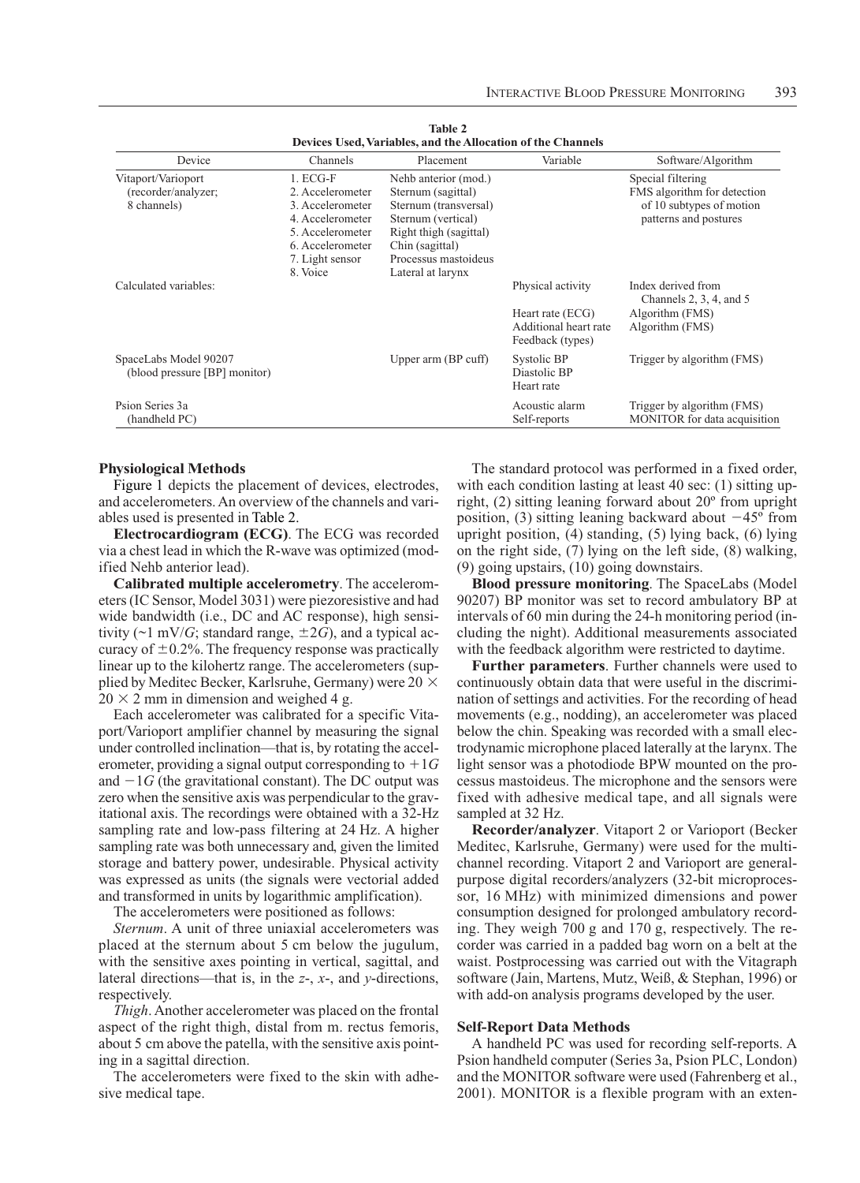**Table 2**
**Devices Used, Variables, and the Allocation of the Channels**

| Device | Channels | Placement | Variable | Software/Algorithm |
|---|---|---|---|---|
| Vitaport/Varioport (recorder/analyzer; 8 channels) | 1. ECG-F<br>2. Accelerometer<br>3. Accelerometer<br>4. Accelerometer<br>5. Accelerometer<br>6. Accelerometer<br>7. Light sensor<br>8. Voice | Nehb anterior (mod.)<br>Sternum (sagittal)<br>Sternum (transversal)<br>Sternum (vertical)<br>Right thigh (sagittal)<br>Chin (sagittal)<br>Processus mastoideus<br>Lateral at larynx | | Special filtering<br>FMS algorithm for detection of 10 subtypes of motion patterns and postures |
| Calculated variables: | | | Physical activity<br><br>Heart rate (ECG)<br>Additional heart rate<br>Feedback (types) | Index derived from Channels 2, 3, 4, and 5<br>Algorithm (FMS)<br>Algorithm (FMS) |
| SpaceLabs Model 90207 (blood pressure [BP] monitor) | | Upper arm (BP cuff) | Systolic BP<br>Diastolic BP<br>Heart rate | Trigger by algorithm (FMS) |
| Psion Series 3a (handheld PC) | | | Acoustic alarm<br>Self-reports | Trigger by algorithm (FMS)<br>MONITOR for data acquisition |

### Physiological Methods

Figure 1 depicts the placement of devices, electrodes, and accelerometers. An overview of the channels and variables used is presented in Table 2.

**Electrocardiogram (ECG)**. The ECG was recorded via a chest lead in which the R-wave was optimized (modified Nehb anterior lead).

**Calibrated multiple accelerometry**. The accelerometers (IC Sensor, Model 3031) were piezoresistive and had wide bandwidth (i.e., DC and AC response), high sensitivity (~1 mV/$G$; standard range, $\pm 2G$), and a typical accuracy of $\pm 0.2\%$. The frequency response was practically linear up to the kilohertz range. The accelerometers (supplied by Meditec Becker, Karlsruhe, Germany) were $20 \times 20 \times 2$ mm in dimension and weighed 4 g.

Each accelerometer was calibrated for a specific Vitaport/Varioport amplifier channel by measuring the signal under controlled inclination—that is, by rotating the accelerometer, providing a signal output corresponding to $+1G$ and $-1G$ (the gravitational constant). The DC output was zero when the sensitive axis was perpendicular to the gravitational axis. The recordings were obtained with a 32-Hz sampling rate and low-pass filtering at 24 Hz. A higher sampling rate was both unnecessary and, given the limited storage and battery power, undesirable. Physical activity was expressed as units (the signals were vectorial added and transformed in units by logarithmic amplification).

The accelerometers were positioned as follows:

*Sternum*. A unit of three uniaxial accelerometers was placed at the sternum about 5 cm below the jugulum, with the sensitive axes pointing in vertical, sagittal, and lateral directions—that is, in the $z$-, $x$-, and $y$-directions, respectively.

*Thigh*. Another accelerometer was placed on the frontal aspect of the right thigh, distal from m. rectus femoris, about 5 cm above the patella, with the sensitive axis pointing in a sagittal direction.

The accelerometers were fixed to the skin with adhesive medical tape.

The standard protocol was performed in a fixed order, with each condition lasting at least 40 sec: (1) sitting upright, (2) sitting leaning forward about 20º from upright position, (3) sitting leaning backward about −45º from upright position, (4) standing, (5) lying back, (6) lying on the right side, (7) lying on the left side, (8) walking, (9) going upstairs, (10) going downstairs.

**Blood pressure monitoring**. The SpaceLabs (Model 90207) BP monitor was set to record ambulatory BP at intervals of 60 min during the 24-h monitoring period (including the night). Additional measurements associated with the feedback algorithm were restricted to daytime.

**Further parameters**. Further channels were used to continuously obtain data that were useful in the discrimination of settings and activities. For the recording of head movements (e.g., nodding), an accelerometer was placed below the chin. Speaking was recorded with a small electrodynamic microphone placed laterally at the larynx. The light sensor was a photodiode BPW mounted on the processus mastoideus. The microphone and the sensors were fixed with adhesive medical tape, and all signals were sampled at 32 Hz.

**Recorder/analyzer**. Vitaport 2 or Varioport (Becker Meditec, Karlsruhe, Germany) were used for the multichannel recording. Vitaport 2 and Varioport are general-purpose digital recorders/analyzers (32-bit microprocessor, 16 MHz) with minimized dimensions and power consumption designed for prolonged ambulatory recording. They weigh 700 g and 170 g, respectively. The recorder was carried in a padded bag worn on a belt at the waist. Postprocessing was carried out with the Vitagraph software (Jain, Martens, Mutz, Weiß, & Stephan, 1996) or with add-on analysis programs developed by the user.

### Self-Report Data Methods

A handheld PC was used for recording self-reports. A Psion handheld computer (Series 3a, Psion PLC, London) and the MONITOR software were used (Fahrenberg et al., 2001). MONITOR is a flexible program with an exten-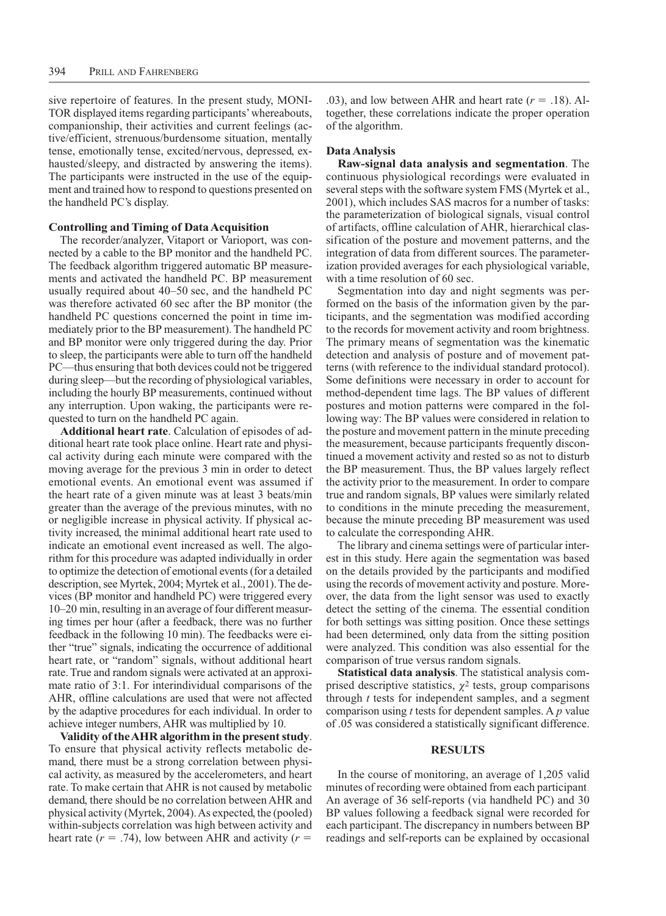sive repertoire of features. In the present study, MONITOR displayed items regarding participants' whereabouts, companionship, their activities and current feelings (active/efficient, strenuous/burdensome situation, mentally tense, emotionally tense, excited/nervous, depressed, exhausted/sleepy, and distracted by answering the items). The participants were instructed in the use of the equipment and trained how to respond to questions presented on the handheld PC's display.

### Controlling and Timing of Data Acquisition

The recorder/analyzer, Vitaport or Varioport, was connected by a cable to the BP monitor and the handheld PC. The feedback algorithm triggered automatic BP measurements and activated the handheld PC. BP measurement usually required about 40–50 sec, and the handheld PC was therefore activated 60 sec after the BP monitor (the handheld PC questions concerned the point in time immediately prior to the BP measurement). The handheld PC and BP monitor were only triggered during the day. Prior to sleep, the participants were able to turn off the handheld PC—thus ensuring that both devices could not be triggered during sleep—but the recording of physiological variables, including the hourly BP measurements, continued without any interruption. Upon waking, the participants were requested to turn on the handheld PC again.

**Additional heart rate**. Calculation of episodes of additional heart rate took place online. Heart rate and physical activity during each minute were compared with the moving average for the previous 3 min in order to detect emotional events. An emotional event was assumed if the heart rate of a given minute was at least 3 beats/min greater than the average of the previous minutes, with no or negligible increase in physical activity. If physical activity increased, the minimal additional heart rate used to indicate an emotional event increased as well. The algorithm for this procedure was adapted individually in order to optimize the detection of emotional events (for a detailed description, see Myrtek, 2004; Myrtek et al., 2001). The devices (BP monitor and handheld PC) were triggered every 10–20 min, resulting in an average of four different measuring times per hour (after a feedback, there was no further feedback in the following 10 min). The feedbacks were either "true" signals, indicating the occurrence of additional heart rate, or "random" signals, without additional heart rate. True and random signals were activated at an approximate ratio of 3:1. For interindividual comparisons of the AHR, offline calculations are used that were not affected by the adaptive procedures for each individual. In order to achieve integer numbers, AHR was multiplied by 10.

**Validity of the AHR algorithm in the present study**. To ensure that physical activity reflects metabolic demand, there must be a strong correlation between physical activity, as measured by the accelerometers, and heart rate. To make certain that AHR is not caused by metabolic demand, there should be no correlation between AHR and physical activity (Myrtek, 2004). As expected, the (pooled) within-subjects correlation was high between activity and heart rate ($r = .74$), low between AHR and activity ($r = .03$), and low between AHR and heart rate ($r = .18$). Altogether, these correlations indicate the proper operation of the algorithm.

### Data Analysis

**Raw-signal data analysis and segmentation**. The continuous physiological recordings were evaluated in several steps with the software system FMS (Myrtek et al., 2001), which includes SAS macros for a number of tasks: the parameterization of biological signals, visual control of artifacts, offline calculation of AHR, hierarchical classification of the posture and movement patterns, and the integration of data from different sources. The parameterization provided averages for each physiological variable, with a time resolution of 60 sec.

Segmentation into day and night segments was performed on the basis of the information given by the participants, and the segmentation was modified according to the records for movement activity and room brightness. The primary means of segmentation was the kinematic detection and analysis of posture and of movement patterns (with reference to the individual standard protocol). Some definitions were necessary in order to account for method-dependent time lags. The BP values of different postures and motion patterns were compared in the following way: The BP values were considered in relation to the posture and movement pattern in the minute preceding the measurement, because participants frequently discontinued a movement activity and rested so as not to disturb the BP measurement. Thus, the BP values largely reflect the activity prior to the measurement. In order to compare true and random signals, BP values were similarly related to conditions in the minute preceding the measurement, because the minute preceding BP measurement was used to calculate the corresponding AHR.

The library and cinema settings were of particular interest in this study. Here again the segmentation was based on the details provided by the participants and modified using the records of movement activity and posture. Moreover, the data from the light sensor was used to exactly detect the setting of the cinema. The essential condition for both settings was sitting position. Once these settings had been determined, only data from the sitting position were analyzed. This condition was also essential for the comparison of true versus random signals.

**Statistical data analysis**. The statistical analysis comprised descriptive statistics, $\chi^2$ tests, group comparisons through *t* tests for independent samples, and a segment comparison using *t* tests for dependent samples. A *p* value of .05 was considered a statistically significant difference.

## RESULTS

In the course of monitoring, an average of 1,205 valid minutes of recording were obtained from each participant. An average of 36 self-reports (via handheld PC) and 30 BP values following a feedback signal were recorded for each participant. The discrepancy in numbers between BP readings and self-reports can be explained by occasional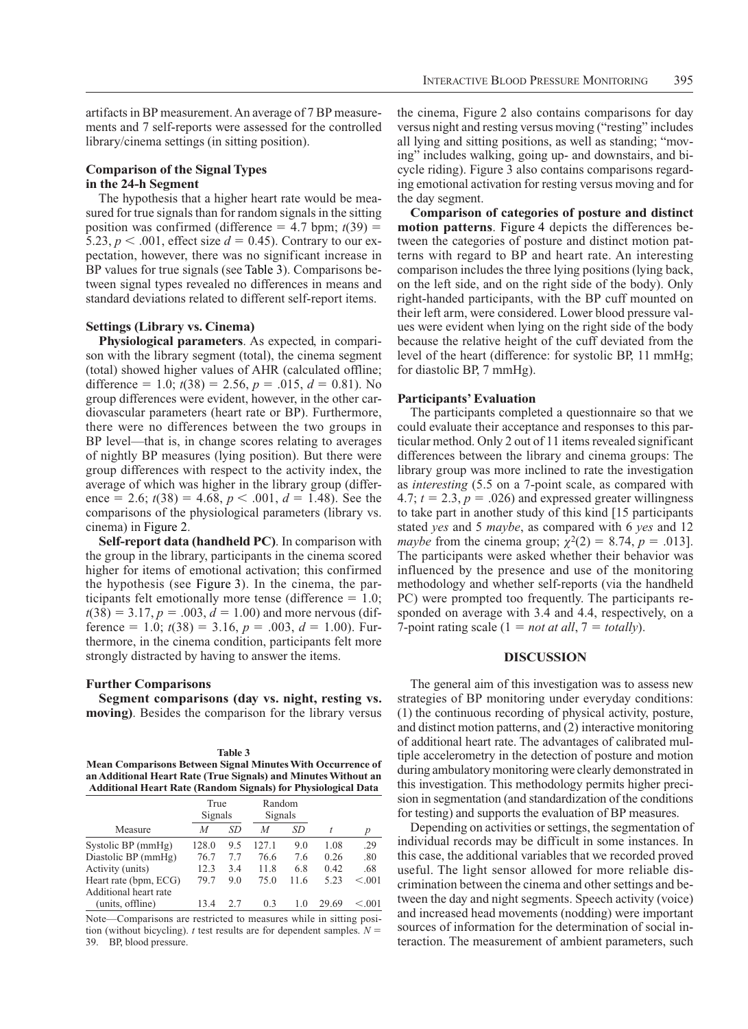artifacts in BP measurement. An average of 7 BP measurements and 7 self-reports were assessed for the controlled library/cinema settings (in sitting position).

### Comparison of the Signal Types in the 24-h Segment

The hypothesis that a higher heart rate would be measured for true signals than for random signals in the sitting position was confirmed (difference = 4.7 bpm; $t(39) = 5.23$, $p < .001$, effect size $d = 0.45$). Contrary to our expectation, however, there was no significant increase in BP values for true signals (see Table 3). Comparisons between signal types revealed no differences in means and standard deviations related to different self-report items.

### Settings (Library vs. Cinema)

**Physiological parameters**. As expected, in comparison with the library segment (total), the cinema segment (total) showed higher values of AHR (calculated offline; difference = 1.0; $t(38) = 2.56$, $p = .015$, $d = 0.81$). No group differences were evident, however, in the other cardiovascular parameters (heart rate or BP). Furthermore, there were no differences between the two groups in BP level—that is, in change scores relating to averages of nightly BP measures (lying position). But there were group differences with respect to the activity index, the average of which was higher in the library group (difference = 2.6; $t(38) = 4.68$, $p < .001$, $d = 1.48$). See the comparisons of the physiological parameters (library vs. cinema) in Figure 2.

**Self-report data (handheld PC)**. In comparison with the group in the library, participants in the cinema scored higher for items of emotional activation; this confirmed the hypothesis (see Figure 3). In the cinema, the participants felt emotionally more tense (difference = 1.0; $t(38) = 3.17$, $p = .003$, $d = 1.00$) and more nervous (difference = 1.0; $t(38) = 3.16$, $p = .003$, $d = 1.00$). Furthermore, in the cinema condition, participants felt more strongly distracted by having to answer the items.

### Further Comparisons

**Segment comparisons (day vs. night, resting vs. moving)**. Besides the comparison for the library versus the cinema, Figure 2 also contains comparisons for day versus night and resting versus moving ("resting" includes all lying and sitting positions, as well as standing; "moving" includes walking, going up- and downstairs, and bicycle riding). Figure 3 also contains comparisons regarding emotional activation for resting versus moving and for the day segment.

**Comparison of categories of posture and distinct motion patterns**. Figure 4 depicts the differences between the categories of posture and distinct motion patterns with regard to BP and heart rate. An interesting comparison includes the three lying positions (lying back, on the left side, and on the right side of the body). Only right-handed participants, with the BP cuff mounted on their left arm, were considered. Lower blood pressure values were evident when lying on the right side of the body because the relative height of the cuff deviated from the level of the heart (difference: for systolic BP, 11 mmHg; for diastolic BP, 7 mmHg).

### Participants' Evaluation

The participants completed a questionnaire so that we could evaluate their acceptance and responses to this particular method. Only 2 out of 11 items revealed significant differences between the library and cinema groups: The library group was more inclined to rate the investigation as *interesting* (5.5 on a 7-point scale, as compared with 4.7; $t = 2.3$, $p = .026$) and expressed greater willingness to take part in another study of this kind [15 participants stated *yes* and 5 *maybe*, as compared with 6 *yes* and 12 *maybe* from the cinema group; $\chi^2(2) = 8.74$, $p = .013$]. The participants were asked whether their behavior was influenced by the presence and use of the monitoring methodology and whether self-reports (via the handheld PC) were prompted too frequently. The participants responded on average with 3.4 and 4.4, respectively, on a 7-point rating scale (1 = *not at all*, 7 = *totally*).

**Table 3**
**Mean Comparisons Between Signal Minutes With Occurrence of an Additional Heart Rate (True Signals) and Minutes Without an Additional Heart Rate (Random Signals) for Physiological Data**

| | True Signals | | Random Signals | | | |
|---|---|---|---|---|---|---|
| Measure | *M* | *SD* | *M* | *SD* | *t* | *p* |
| Systolic BP (mmHg) | 128.0 | 9.5 | 127.1 | 9.0 | 1.08 | .29 |
| Diastolic BP (mmHg) | 76.7 | 7.7 | 76.6 | 7.6 | 0.26 | .80 |
| Activity (units) | 12.3 | 3.4 | 11.8 | 6.8 | 0.42 | .68 |
| Heart rate (bpm, ECG) | 79.7 | 9.0 | 75.0 | 11.6 | 5.23 | <.001 |
| Additional heart rate (units, offline) | 13.4 | 2.7 | 0.3 | 1.0 | 29.69 | <.001 |

Note—Comparisons are restricted to measures while in sitting position (without bicycling). *t* test results are for dependent samples. $N = 39$. BP, blood pressure.

## DISCUSSION

The general aim of this investigation was to assess new strategies of BP monitoring under everyday conditions: (1) the continuous recording of physical activity, posture, and distinct motion patterns, and (2) interactive monitoring of additional heart rate. The advantages of calibrated multiple accelerometry in the detection of posture and motion during ambulatory monitoring were clearly demonstrated in this investigation. This methodology permits higher precision in segmentation (and standardization of the conditions for testing) and supports the evaluation of BP measures.

Depending on activities or settings, the segmentation of individual records may be difficult in some instances. In this case, the additional variables that we recorded proved useful. The light sensor allowed for more reliable discrimination between the cinema and other settings and between the day and night segments. Speech activity (voice) and increased head movements (nodding) were important sources of information for the determination of social interaction. The measurement of ambient parameters, such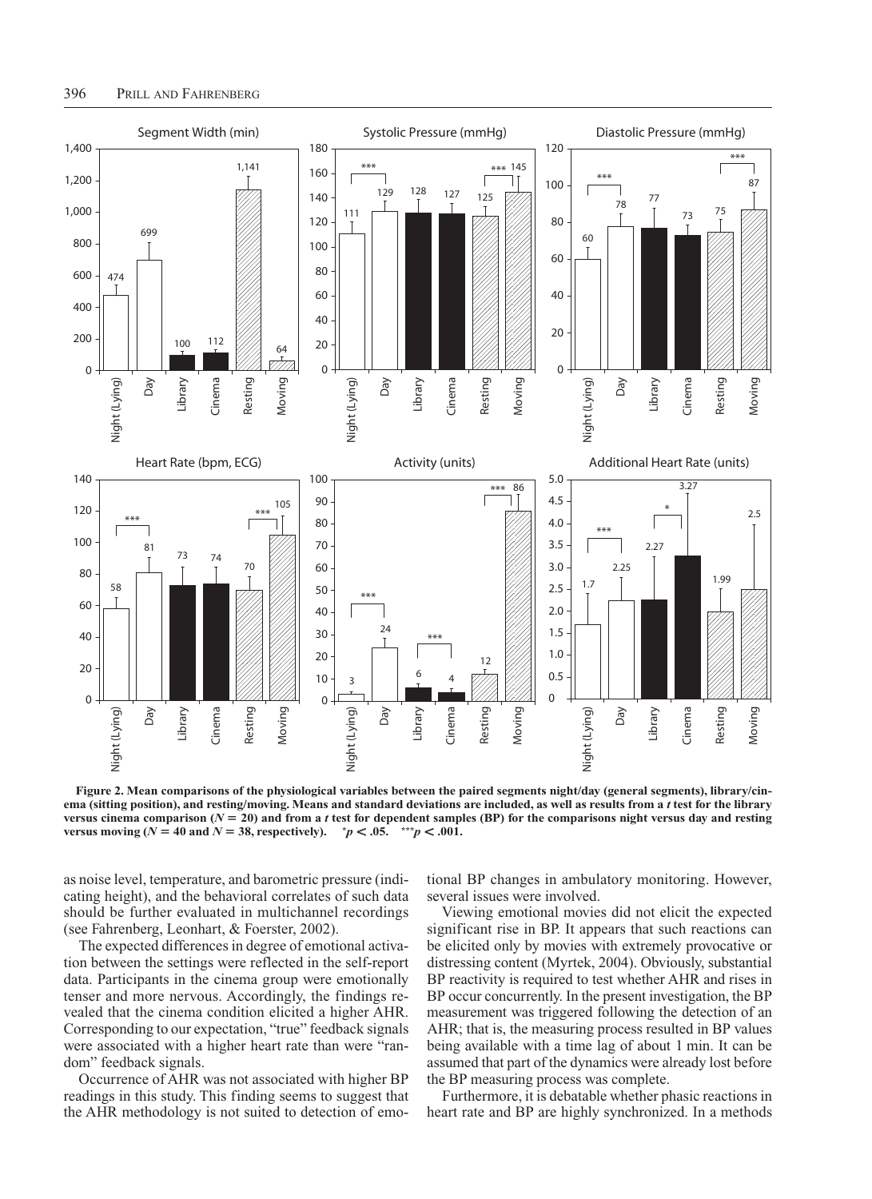**Figure 2. Mean comparisons of the physiological variables between the paired segments night/day (general segments), library/cinema (sitting position), and resting/moving. Means and standard deviations are included, as well as results from a *t* test for the library versus cinema comparison ($N = 20$) and from a *t* test for dependent samples (BP) for the comparisons night versus day and resting versus moving ($N = 40$ and $N = 38$, respectively). $^{*}p < .05$. $^{***}p < .001$.**

as noise level, temperature, and barometric pressure (indicating height), and the behavioral correlates of such data should be further evaluated in multichannel recordings (see Fahrenberg, Leonhart, & Foerster, 2002).

The expected differences in degree of emotional activation between the settings were reflected in the self-report data. Participants in the cinema group were emotionally tenser and more nervous. Accordingly, the findings revealed that the cinema condition elicited a higher AHR. Corresponding to our expectation, "true" feedback signals were associated with a higher heart rate than were "random" feedback signals.

Occurrence of AHR was not associated with higher BP readings in this study. This finding seems to suggest that the AHR methodology is not suited to detection of emotional BP changes in ambulatory monitoring. However, several issues were involved.

Viewing emotional movies did not elicit the expected significant rise in BP. It appears that such reactions can be elicited only by movies with extremely provocative or distressing content (Myrtek, 2004). Obviously, substantial BP reactivity is required to test whether AHR and rises in BP occur concurrently. In the present investigation, the BP measurement was triggered following the detection of an AHR; that is, the measuring process resulted in BP values being available with a time lag of about 1 min. It can be assumed that part of the dynamics were already lost before the BP measuring process was complete.

Furthermore, it is debatable whether phasic reactions in heart rate and BP are highly synchronized. In a methods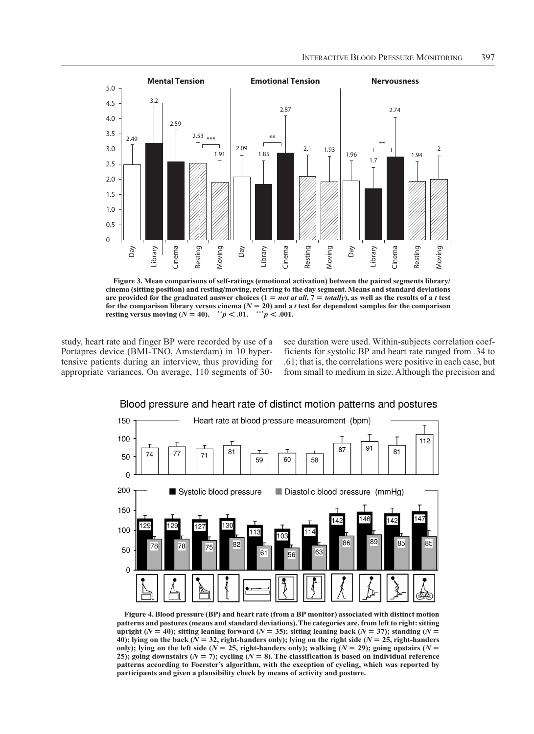Figure 3. Mean comparisons of self-ratings (emotional activation) between the paired segments library/cinema (sitting position) and resting/moving, referring to the day segment. Means and standard deviations are provided for the graduated answer choices (1 = *not at all*, 7 = *totally*), as well as the results of a *t* test for the comparison library versus cinema ($N = 20$) and a *t* test for dependent samples for the comparison resting versus moving ($N = 40$). $^{**}p < .01$. $^{***}p < .001$.

study, heart rate and finger BP were recorded by use of a Portapres device (BMI-TNO, Amsterdam) in 10 hypertensive patients during an interview, thus providing for appropriate variances. On average, 110 segments of 30-sec duration were used. Within-subjects correlation coefficients for systolic BP and heart rate ranged from .34 to .61; that is, the correlations were positive in each case, but from small to medium in size. Although the precision and

Figure 4. Blood pressure (BP) and heart rate (from a BP monitor) associated with distinct motion patterns and postures (means and standard deviations). The categories are, from left to right: sitting upright ($N = 40$); sitting leaning forward ($N = 35$); sitting leaning back ($N = 37$); standing ($N = 40$); lying on the back ($N = 32$, right-handers only); lying on the right side ($N = 25$, right-handers only); lying on the left side ($N = 25$, right-handers only); walking ($N = 29$); going upstairs ($N = 25$); going downstairs ($N = 7$); cycling ($N = 8$). The classification is based on individual reference patterns according to Foerster's algorithm, with the exception of cycling, which was reported by participants and given a plausibility check by means of activity and posture.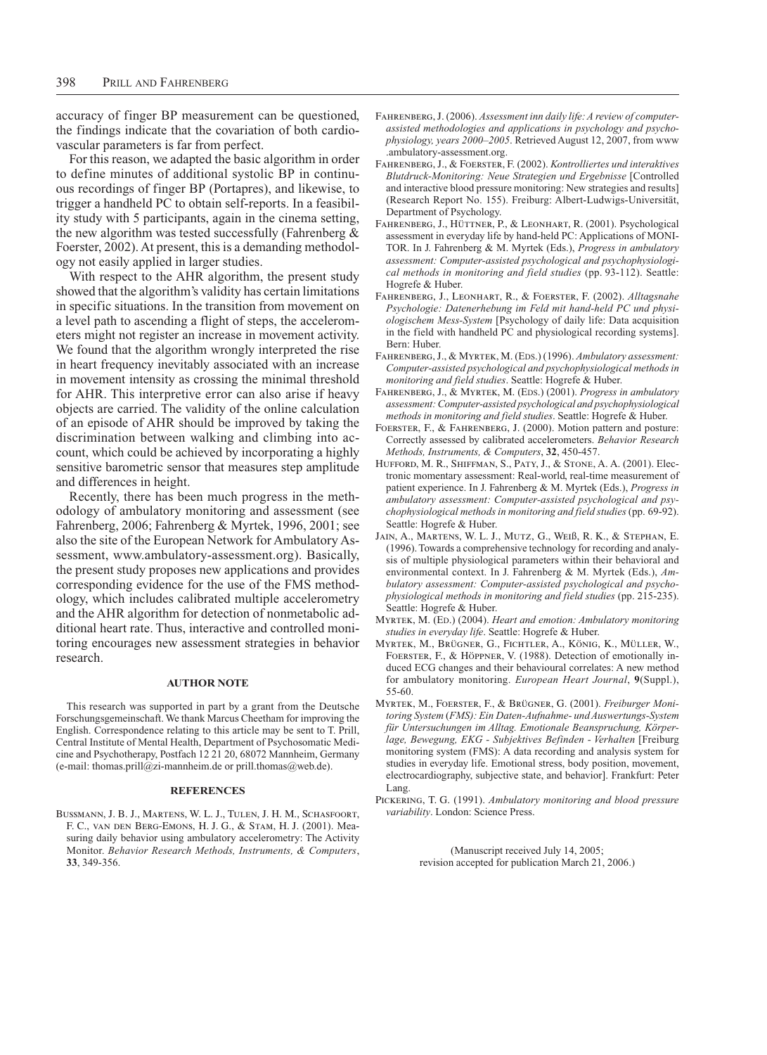accuracy of finger BP measurement can be questioned, the findings indicate that the covariation of both cardiovascular parameters is far from perfect.

For this reason, we adapted the basic algorithm in order to define minutes of additional systolic BP in continuous recordings of finger BP (Portapres), and likewise, to trigger a handheld PC to obtain self-reports. In a feasibility study with 5 participants, again in the cinema setting, the new algorithm was tested successfully (Fahrenberg & Foerster, 2002). At present, this is a demanding methodology not easily applied in larger studies.

With respect to the AHR algorithm, the present study showed that the algorithm's validity has certain limitations in specific situations. In the transition from movement on a level path to ascending a flight of steps, the accelerometers might not register an increase in movement activity. We found that the algorithm wrongly interpreted the rise in heart frequency inevitably associated with an increase in movement intensity as crossing the minimal threshold for AHR. This interpretive error can also arise if heavy objects are carried. The validity of the online calculation of an episode of AHR should be improved by taking the discrimination between walking and climbing into account, which could be achieved by incorporating a highly sensitive barometric sensor that measures step amplitude and differences in height.

Recently, there has been much progress in the methodology of ambulatory monitoring and assessment (see Fahrenberg, 2006; Fahrenberg & Myrtek, 1996, 2001; see also the site of the European Network for Ambulatory Assessment, www.ambulatory-assessment.org). Basically, the present study proposes new applications and provides corresponding evidence for the use of the FMS methodology, which includes calibrated multiple accelerometry and the AHR algorithm for detection of nonmetabolic additional heart rate. Thus, interactive and controlled monitoring encourages new assessment strategies in behavior research.

## AUTHOR NOTE

This research was supported in part by a grant from the Deutsche Forschungsgemeinschaft. We thank Marcus Cheetham for improving the English. Correspondence relating to this article may be sent to T. Prill, Central Institute of Mental Health, Department of Psychosomatic Medicine and Psychotherapy, Postfach 12 21 20, 68072 Mannheim, Germany (e-mail: thomas.prill@zi-mannheim.de or prill.thomas@web.de).

## REFERENCES

Bussmann, J. B. J., Martens, W. L. J., Tulen, J. H. M., Schasfoort, F. C., van den Berg-Emons, H. J. G., & Stam, H. J. (2001). Measuring daily behavior using ambulatory accelerometry: The Activity Monitor. *Behavior Research Methods, Instruments, & Computers*, **33**, 349-356.

Fahrenberg, J. (2006). *Assessment inn daily life: A review of computer-assisted methodologies and applications in psychology and psychophysiology, years 2000–2005*. Retrieved August 12, 2007, from www.ambulatory-assessment.org.

Fahrenberg, J., & Foerster, F. (2002). *Kontrolliertes und interaktives Blutdruck-Monitoring: Neue Strategien und Ergebnisse* [Controlled and interactive blood pressure monitoring: New strategies and results] (Research Report No. 155). Freiburg: Albert-Ludwigs-Universität, Department of Psychology.

Fahrenberg, J., Hüttner, P., & Leonhart, R. (2001). Psychological assessment in everyday life by hand-held PC: Applications of MONITOR. In J. Fahrenberg & M. Myrtek (Eds.), *Progress in ambulatory assessment: Computer-assisted psychological and psychophysiological methods in monitoring and field studies* (pp. 93-112). Seattle: Hogrefe & Huber.

Fahrenberg, J., Leonhart, R., & Foerster, F. (2002). *Alltagsnahe Psychologie: Datenerhebung im Feld mit hand-held PC und physiologischem Mess-System* [Psychology of daily life: Data acquisition in the field with handheld PC and physiological recording systems]. Bern: Huber.

Fahrenberg, J., & Myrtek, M. (Eds.) (1996). *Ambulatory assessment: Computer-assisted psychological and psychophysiological methods in monitoring and field studies*. Seattle: Hogrefe & Huber.

Fahrenberg, J., & Myrtek, M. (Eds.) (2001). *Progress in ambulatory assessment: Computer-assisted psychological and psychophysiological methods in monitoring and field studies*. Seattle: Hogrefe & Huber.

Foerster, F., & Fahrenberg, J. (2000). Motion pattern and posture: Correctly assessed by calibrated accelerometers. *Behavior Research Methods, Instruments, & Computers*, **32**, 450-457.

Hufford, M. R., Shiffman, S., Paty, J., & Stone, A. A. (2001). Electronic momentary assessment: Real-world, real-time measurement of patient experience. In J. Fahrenberg & M. Myrtek (Eds.), *Progress in ambulatory assessment: Computer-assisted psychological and psychophysiological methods in monitoring and field studies* (pp. 69-92). Seattle: Hogrefe & Huber.

Jain, A., Martens, W. L. J., Mutz, G., Weiß, R. K., & Stephan, E. (1996). Towards a comprehensive technology for recording and analysis of multiple physiological parameters within their behavioral and environmental context. In J. Fahrenberg & M. Myrtek (Eds.), *Ambulatory assessment: Computer-assisted psychological and psychophysiological methods in monitoring and field studies* (pp. 215-235). Seattle: Hogrefe & Huber.

Myrtek, M. (Ed.) (2004). *Heart and emotion: Ambulatory monitoring studies in everyday life*. Seattle: Hogrefe & Huber.

Myrtek, M., Brügner, G., Fichtler, A., König, K., Müller, W., Foerster, F., & Höppner, V. (1988). Detection of emotionally induced ECG changes and their behavioural correlates: A new method for ambulatory monitoring. *European Heart Journal*, **9**(Suppl.), 55-60.

Myrtek, M., Foerster, F., & Brügner, G. (2001). *Freiburger Monitoring System* (*FMS*)*: Ein Daten-Aufnahme- und Auswertungs-System für Untersuchungen im Alltag. Emotionale Beanspruchung, Körperlage, Bewegung, EKG - Subjektives Befinden - Verhalten* [Freiburg monitoring system (FMS): A data recording and analysis system for studies in everyday life. Emotional stress, body position, movement, electrocardiography, subjective state, and behavior]. Frankfurt: Peter Lang.

Pickering, T. G. (1991). *Ambulatory monitoring and blood pressure variability*. London: Science Press.

(Manuscript received July 14, 2005;
revision accepted for publication March 21, 2006.)